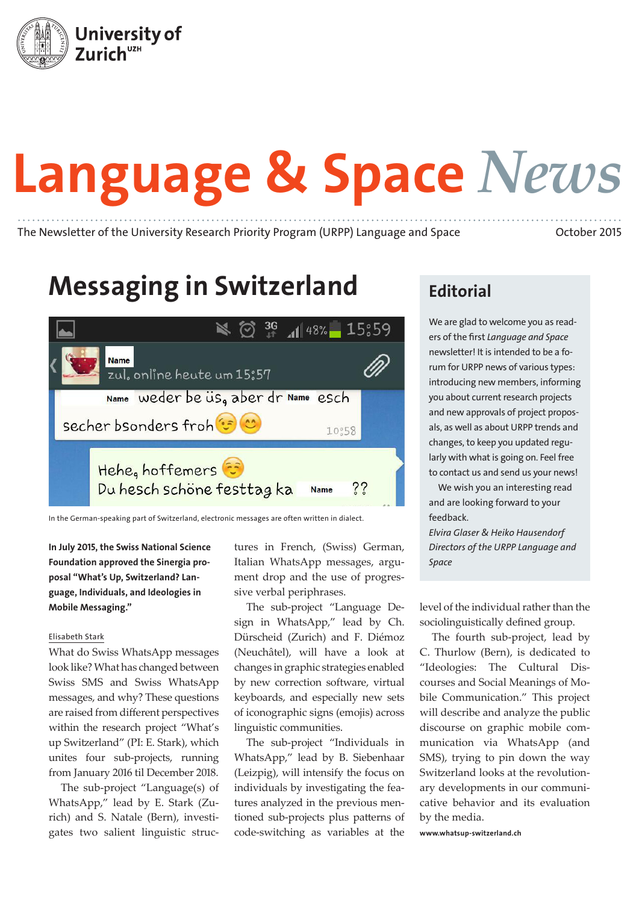University of Zurich[UZH]

# Language & Space *News*

The Newsletter of the University Research Priority Program (URPP) Language and Space

October 2015

## Messaging in Switzerland

In the German-speaking part of Switzerland, electronic messages are often written in dialect.

**In July 2015, the Swiss National Science Foundation approved the Sinergia proposal "What's Up, Switzerland? Language, Individuals, and Ideologies in Mobile Messaging."**

Elisabeth Stark

What do Swiss WhatsApp messages look like? What has changed between Swiss SMS and Swiss WhatsApp messages, and why? These questions are raised from different perspectives within the research project "What's up Switzerland" (PI: E. Stark), which unites four sub-projects, running from January 2016 til December 2018.

The sub-project "Language(s) of WhatsApp," lead by E. Stark (Zurich) and S. Natale (Bern), investigates two salient linguistic structures in French, (Swiss) German, Italian WhatsApp messages, argument drop and the use of progressive verbal periphrases.

The sub-project "Language Design in WhatsApp," lead by Ch. Dürscheid (Zurich) and F. Diémoz (Neuchâtel), will have a look at changes in graphic strategies enabled by new correction software, virtual keyboards, and especially new sets of iconographic signs (emojis) across linguistic communities.

The sub-project "Individuals in WhatsApp," lead by B. Siebenhaar (Leipzig), will intensify the focus on individuals by investigating the features analyzed in the previous mentioned sub-projects plus patterns of code-switching as variables at the level of the individual rather than the sociolinguistically defined group.

The fourth sub-project, lead by C. Thurlow (Bern), is dedicated to "Ideologies: The Cultural Discourses and Social Meanings of Mobile Communication." This project will describe and analyze the public discourse on graphic mobile communication via WhatsApp (and SMS), trying to pin down the way Switzerland looks at the revolutionary developments in our communicative behavior and its evaluation by the media.

**www.whatsup-switzerland.ch**

## Editorial

We are glad to welcome you as readers of the first *Language and Space* newsletter! It is intended to be a forum for URPP news of various types: introducing new members, informing you about current research projects and new approvals of project proposals, as well as about URPP trends and changes, to keep you updated regularly with what is going on. Feel free to contact us and send us your news!

We wish you an interesting read and are looking forward to your feedback.

*Elvira Glaser & Heiko Hausendorf*
*Directors of the URPP Language and Space*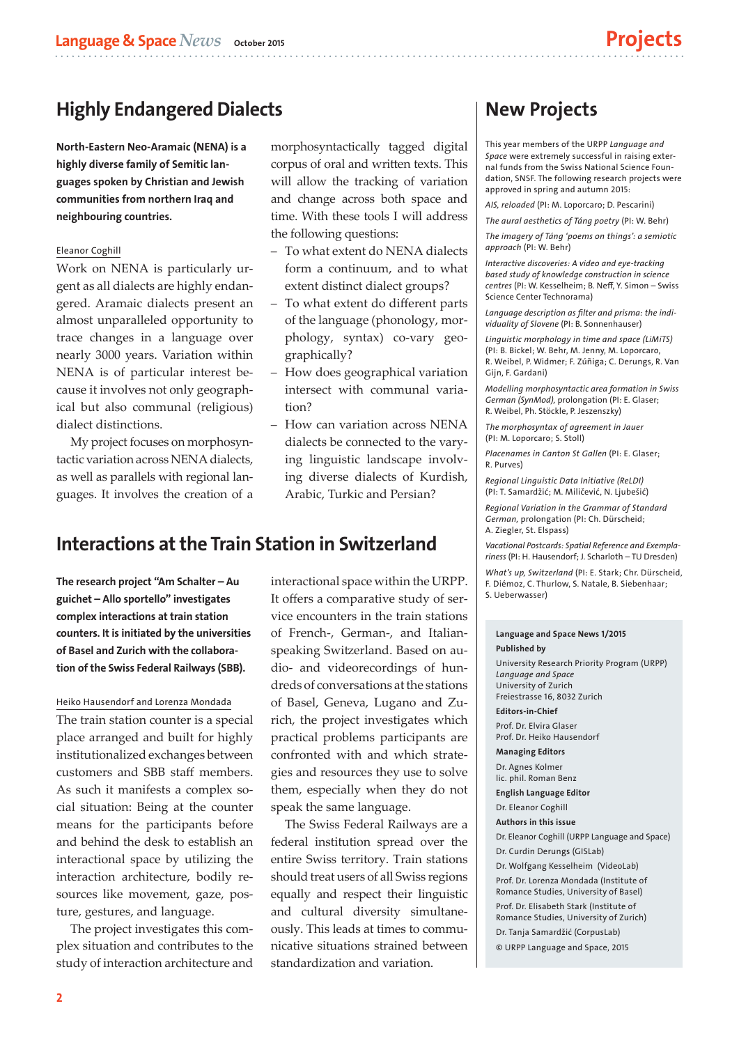## Highly Endangered Dialects

**North-Eastern Neo-Aramaic (NENA) is a highly diverse family of Semitic languages spoken by Christian and Jewish communities from northern Iraq and neighbouring countries.**

Eleanor Coghill

Work on NENA is particularly urgent as all dialects are highly endangered. Aramaic dialects present an almost unparalleled opportunity to trace changes in a language over nearly 3000 years. Variation within NENA is of particular interest because it involves not only geographical but also communal (religious) dialect distinctions.

My project focuses on morphosyntactic variation across NENA dialects, as well as parallels with regional languages. It involves the creation of a morphosyntactically tagged digital corpus of oral and written texts. This will allow the tracking of variation and change across both space and time. With these tools I will address the following questions:

- To what extent do NENA dialects form a continuum, and to what extent distinct dialect groups?
- To what extent do different parts of the language (phonology, morphology, syntax) co-vary geographically?
- How does geographical variation intersect with communal variation?
- How can variation across NENA dialects be connected to the varying linguistic landscape involving diverse dialects of Kurdish, Arabic, Turkic and Persian?

## Interactions at the Train Station in Switzerland

**The research project "Am Schalter – Au guichet – Allo sportello" investigates complex interactions at train station counters. It is initiated by the universities of Basel and Zurich with the collaboration of the Swiss Federal Railways (SBB).**

Heiko Hausendorf and Lorenza Mondada

The train station counter is a special place arranged and built for highly institutionalized exchanges between customers and SBB staff members. As such it manifests a complex social situation: Being at the counter means for the participants before and behind the desk to establish an interactional space by utilizing the interaction architecture, bodily resources like movement, gaze, posture, gestures, and language.

The project investigates this complex situation and contributes to the study of interaction architecture and interactional space within the URPP. It offers a comparative study of service encounters in the train stations of French-, German-, and Italian-speaking Switzerland. Based on audio- and videorecordings of hundreds of conversations at the stations of Basel, Geneva, Lugano and Zurich, the project investigates which practical problems participants are confronted with and which strategies and resources they use to solve them, especially when they do not speak the same language.

The Swiss Federal Railways are a federal institution spread over the entire Swiss territory. Train stations should treat users of all Swiss regions equally and respect their linguistic and cultural diversity simultaneously. This leads at times to communicative situations strained between standardization and variation.

## New Projects

This year members of the URPP *Language and Space* were extremely successful in raising external funds from the Swiss National Science Foundation, SNSF. The following research projects were approved in spring and autumn 2015:

*AIS, reloaded* (PI: M. Loporcaro; D. Pescarini)

*The aural aesthetics of Táng poetry* (PI: W. Behr)

*The imagery of Táng 'poems on things': a semiotic approach* (PI: W. Behr)

*Interactive discoveries: A video and eye-tracking based study of knowledge construction in science centres* (PI: W. Kesselheim; B. Neff, Y. Simon – Swiss Science Center Technorama)

*Language description as filter and prisma: the individuality of Slovene* (PI: B. Sonnenhauser)

*Linguistic morphology in time and space (LiMiTS)* (PI: B. Bickel; W. Behr, M. Jenny, M. Loporcaro, R. Weibel, P. Widmer; F. Zúñiga; C. Derungs, R. Van Gijn, F. Gardani)

*Modelling morphosyntactic area formation in Swiss German (SynMod)*, prolongation (PI: E. Glaser; R. Weibel, Ph. Stöckle, P. Jeszenszky)

*The morphosyntax of agreement in Jauer* (PI: M. Loporcaro; S. Stoll)

*Placenames in Canton St Gallen* (PI: E. Glaser; R. Purves)

*Regional Linguistic Data Initiative (ReLDI)* (PI: T. Samardžić; M. Miličević, N. Ljubešić)

*Regional Variation in the Grammar of Standard German*, prolongation (PI: Ch. Dürscheid; A. Ziegler, St. Elspass)

*Vacational Postcards: Spatial Reference and Exemplariness* (PI: H. Hausendorf; J. Scharloth – TU Dresden)

*What's up, Switzerland* (PI: E. Stark; Chr. Dürscheid, F. Diémoz, C. Thurlow, S. Natale, B. Siebenhaar; S. Ueberwasser)

**Language and Space News 1/2015**

**Published by**
University Research Priority Program (URPP) *Language and Space*
University of Zurich
Freiestrasse 16, 8032 Zurich

**Editors-in-Chief**
Prof. Dr. Elvira Glaser
Prof. Dr. Heiko Hausendorf

**Managing Editors**
Dr. Agnes Kolmer
lic. phil. Roman Benz

**English Language Editor**
Dr. Eleanor Coghill

**Authors in this issue**
Dr. Eleanor Coghill (URPP Language and Space)
Dr. Curdin Derungs (GISLab)
Dr. Wolfgang Kesselheim (VideoLab)
Prof. Dr. Lorenza Mondada (Institute of Romance Studies, University of Basel)
Prof. Dr. Elisabeth Stark (Institute of Romance Studies, University of Zurich)
Dr. Tanja Samardžić (CorpusLab)

© URPP Language and Space, 2015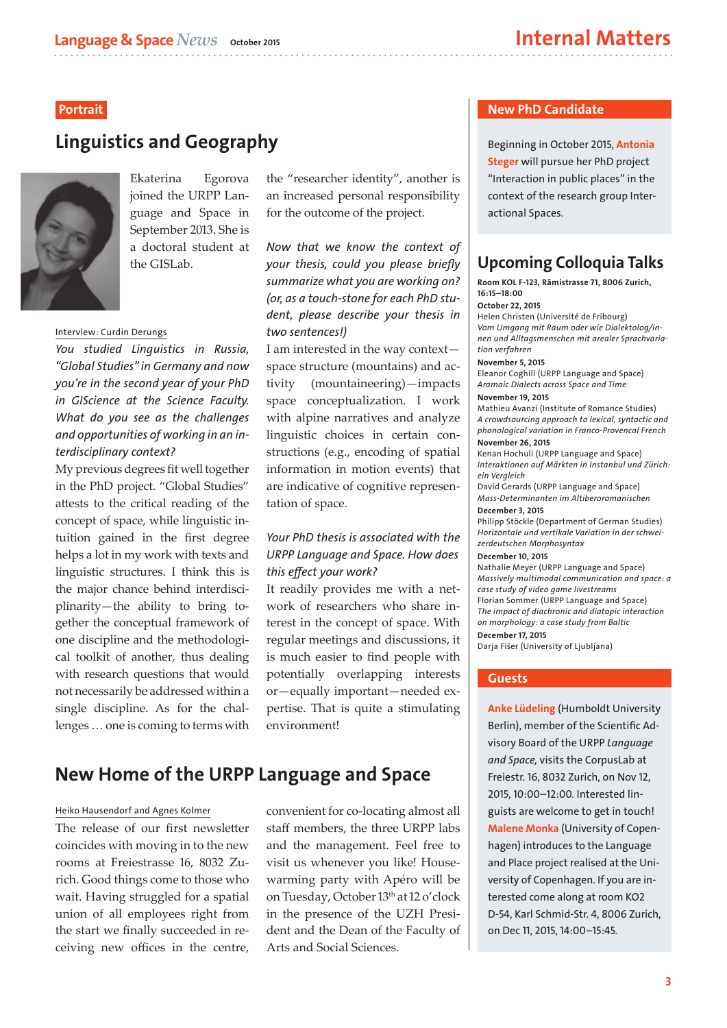Portrait

## Linguistics and Geography

Ekaterina Egorova joined the URPP Language and Space in September 2013. She is a doctoral student at the GISLab.

Interview: Curdin Derungs

*You studied Linguistics in Russia, "Global Studies" in Germany and now you're in the second year of your PhD in GIScience at the Science Faculty. What do you see as the challenges and opportunities of working in an interdisciplinary context?*

My previous degrees fit well together in the PhD project. "Global Studies" attests to the critical reading of the concept of space, while linguistic intuition gained in the first degree helps a lot in my work with texts and linguistic structures. I think this is the major chance behind interdisciplinarity—the ability to bring together the conceptual framework of one discipline and the methodological toolkit of another, thus dealing with research questions that would not necessarily be addressed within a single discipline. As for the challenges … one is coming to terms with the "researcher identity", another is an increased personal responsibility for the outcome of the project.

*Now that we know the context of your thesis, could you please briefly summarize what you are working on? (or, as a touch-stone for each PhD student, please describe your thesis in two sentences!)*

I am interested in the way context—space structure (mountains) and activity (mountaineering)—impacts space conceptualization. I work with alpine narratives and analyze linguistic choices in certain constructions (e.g., encoding of spatial information in motion events) that are indicative of cognitive representation of space.

*Your PhD thesis is associated with the URPP Language and Space. How does this effect your work?*

It readily provides me with a network of researchers who share interest in the concept of space. With regular meetings and discussions, it is much easier to find people with potentially overlapping interests or—equally important—needed expertise. That is quite a stimulating environment!

## New Home of the URPP Language and Space

Heiko Hausendorf and Agnes Kolmer

The release of our first newsletter coincides with moving in to the new rooms at Freiestrasse 16, 8032 Zurich. Good things come to those who wait. Having struggled for a spatial union of all employees right from the start we finally succeeded in receiving new offices in the centre, convenient for co-locating almost all staff members, the three URPP labs and the management. Feel free to visit us whenever you like! Housewarming party with Apéro will be on Tuesday, October 13th at 12 o'clock in the presence of the UZH President and the Dean of the Faculty of Arts and Social Sciences.

## New PhD Candidate

Beginning in October 2015, **Antonia Steger** will pursue her PhD project "Interaction in public places" in the context of the research group Interactional Spaces.

## Upcoming Colloquia Talks

**Room KOL F-123, Rämistrasse 71, 8006 Zurich, 16:15–18:00**

**October 22, 2015**
Helen Christen (Université de Fribourg)
*Vom Umgang mit Raum oder wie Dialektolog/innen und Alltagsmenschen mit arealer Sprachvariation verfahren*

**November 5, 2015**
Eleanor Coghill (URPP Language and Space)
*Aramaic Dialects across Space and Time*

**November 19, 2015**
Mathieu Avanzi (Institute of Romance Studies)
*A crowdsourcing approach to lexical, syntactic and phonological variation in Franco-Provencal French*

**November 26, 2015**
Kenan Hochuli (URPP Language and Space)
*Interaktionen auf Märkten in Instanbul und Zürich: ein Vergleich*
David Gerards (URPP Language and Space)
*Mass-Determinanten im Altiberoromanischen*

**December 3, 2015**
Philipp Stöckle (Department of German Studies)
*Horizontale und vertikale Variation in der schweizerdeutschen Morphosyntax*

**December 10, 2015**
Nathalie Meyer (URPP Language and Space)
*Massively multimodal communication and space: a case study of video game livestreams*
Florian Sommer (URPP Language and Space)
*The impact of diachronic and diatopic interaction on morphology: a case study from Baltic*

**December 17, 2015**
Darja Fišer (University of Ljubljana)

## Guests

**Anke Lüdeling** (Humboldt University Berlin), member of the Scientific Advisory Board of the URPP *Language and Space*, visits the CorpusLab at Freiestr. 16, 8032 Zurich, on Nov 12, 2015, 10:00–12:00. Interested linguists are welcome to get in touch!

**Malene Monka** (University of Copenhagen) introduces to the Language and Place project realised at the University of Copenhagen. If you are interested come along at room KO2 D-54, Karl Schmid-Str. 4, 8006 Zurich, on Dec 11, 2015, 14:00–15:45.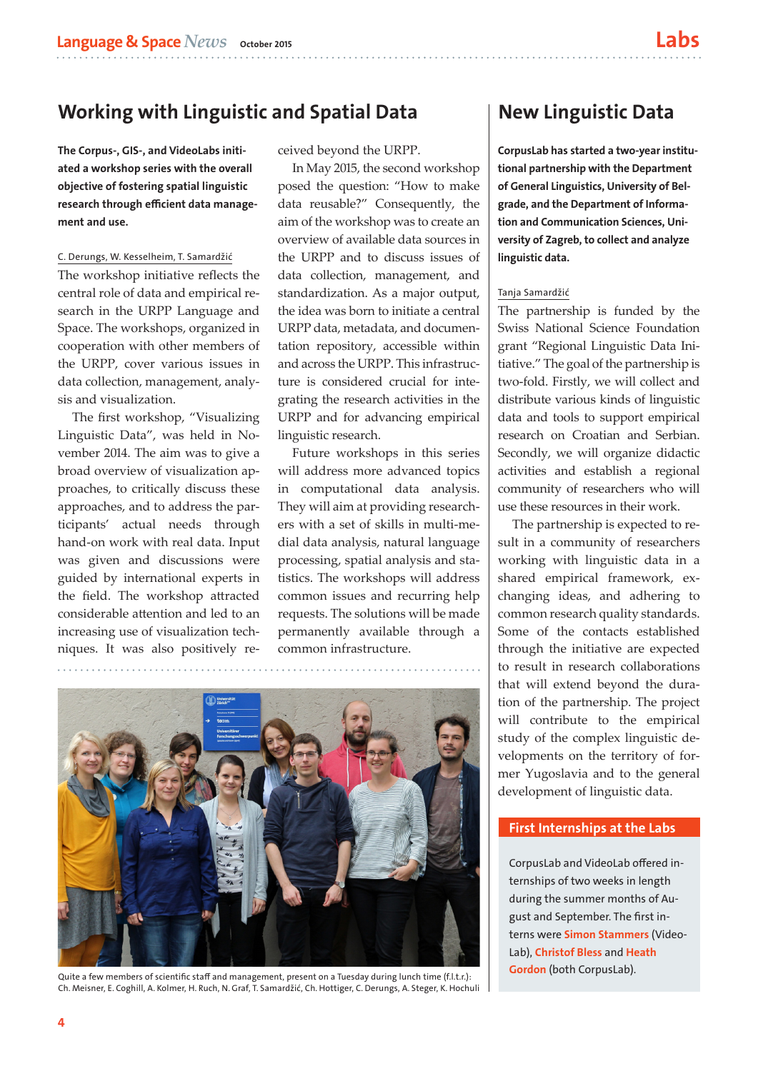## Working with Linguistic and Spatial Data

**The Corpus-, GIS-, and VideoLabs initiated a workshop series with the overall objective of fostering spatial linguistic research through efficient data management and use.**

C. Derungs, W. Kesselheim, T. Samardžić

The workshop initiative reflects the central role of data and empirical research in the URPP Language and Space. The workshops, organized in cooperation with other members of the URPP, cover various issues in data collection, management, analysis and visualization.

The first workshop, "Visualizing Linguistic Data", was held in November 2014. The aim was to give a broad overview of visualization approaches, to critically discuss these approaches, and to address the participants' actual needs through hand-on work with real data. Input was given and discussions were guided by international experts in the field. The workshop attracted considerable attention and led to an increasing use of visualization techniques. It was also positively received beyond the URPP.

In May 2015, the second workshop posed the question: "How to make data reusable?" Consequently, the aim of the workshop was to create an overview of available data sources in the URPP and to discuss issues of data collection, management, and standardization. As a major output, the idea was born to initiate a central URPP data, metadata, and documentation repository, easily accessible within and across the URPP. This infrastructure is considered crucial for integrating the research activities in the URPP and for advancing empirical linguistic research.

Future workshops in this series will address more advanced topics in computational data analysis. They will aim at providing researchers with a set of skills in multi-medial data analysis, natural language processing, spatial analysis and statistics. The workshops will address common issues and recurring help requests. The solutions will be made permanently available through a common infrastructure.

Quite a few members of scientific staff and management, present on a Tuesday during lunch time (f.l.t.r.): Ch. Meisner, E. Coghill, A. Kolmer, H. Ruch, N. Graf, T. Samardžić, Ch. Hottiger, C. Derungs, A. Steger, K. Hochuli

## New Linguistic Data

**CorpusLab has started a two-year institutional partnership with the Department of General Linguistics, University of Belgrade, and the Department of Information and Communication Sciences, University of Zagreb, to collect and analyze linguistic data.**

Tanja Samardžić

The partnership is funded by the Swiss National Science Foundation grant "Regional Linguistic Data Initiative." The goal of the partnership is two-fold. Firstly, we will collect and distribute various kinds of linguistic data and tools to support empirical research on Croatian and Serbian. Secondly, we will organize didactic activities and establish a regional community of researchers who will use these resources in their work.

The partnership is expected to result in a community of researchers working with linguistic data in a shared empirical framework, exchanging ideas, and adhering to common research quality standards. Some of the contacts established through the initiative are expected to result in research collaborations that will extend beyond the duration of the partnership. The project will contribute to the empirical study of the complex linguistic developments on the territory of former Yugoslavia and to the general development of linguistic data.

### First Internships at the Labs

CorpusLab and VideoLab offered internships of two weeks in length during the summer months of August and September. The first interns were Simon Stammers (VideoLab), Christof Bless and Heath Gordon (both CorpusLab).